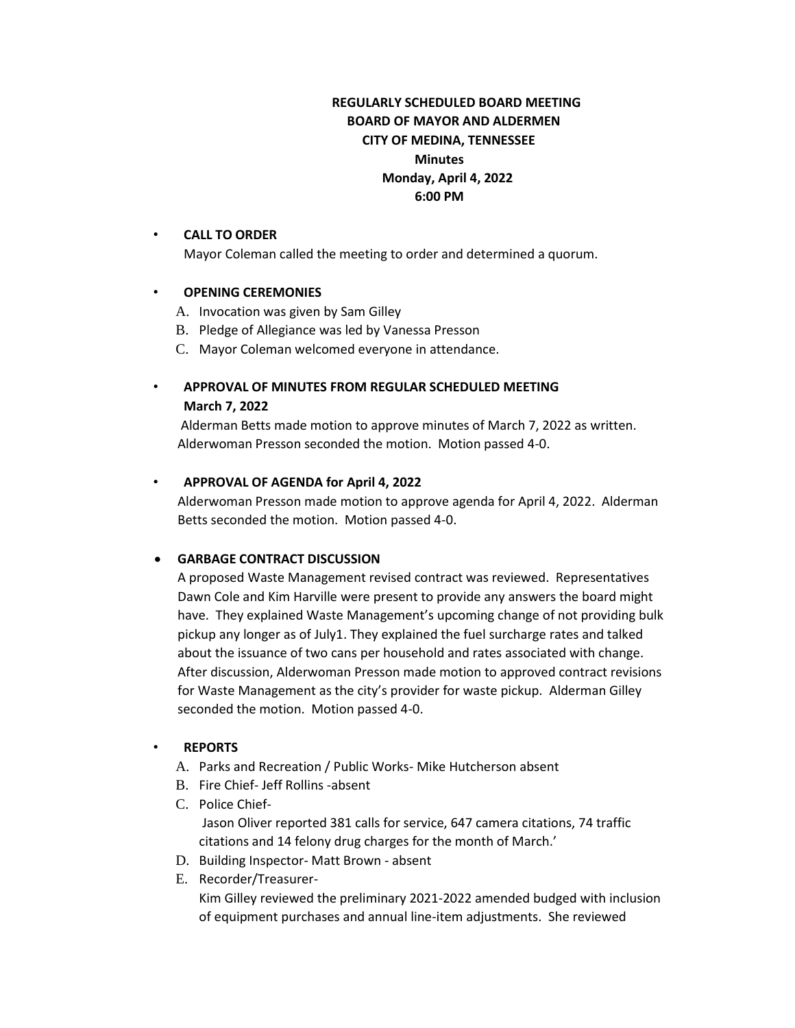**REGULARLY SCHEDULED BOARD MEETING**
**BOARD OF MAYOR AND ALDERMEN**
**CITY OF MEDINA, TENNESSEE**
**Minutes**
**Monday, April 4, 2022**
**6:00 PM**

- **CALL TO ORDER**

  Mayor Coleman called the meeting to order and determined a quorum.

- **OPENING CEREMONIES**

  A. Invocation was given by Sam Gilley
  B. Pledge of Allegiance was led by Vanessa Presson
  C. Mayor Coleman welcomed everyone in attendance.

- **APPROVAL OF MINUTES FROM REGULAR SCHEDULED MEETING March 7, 2022**

  Alderman Betts made motion to approve minutes of March 7, 2022 as written. Alderwoman Presson seconded the motion. Motion passed 4-0.

- **APPROVAL OF AGENDA for April 4, 2022**

  Alderwoman Presson made motion to approve agenda for April 4, 2022. Alderman Betts seconded the motion. Motion passed 4-0.

- **GARBAGE CONTRACT DISCUSSION**

  A proposed Waste Management revised contract was reviewed. Representatives Dawn Cole and Kim Harville were present to provide any answers the board might have. They explained Waste Management's upcoming change of not providing bulk pickup any longer as of July1. They explained the fuel surcharge rates and talked about the issuance of two cans per household and rates associated with change. After discussion, Alderwoman Presson made motion to approved contract revisions for Waste Management as the city's provider for waste pickup. Alderman Gilley seconded the motion. Motion passed 4-0.

- **REPORTS**

  A. Parks and Recreation / Public Works- Mike Hutcherson absent
  B. Fire Chief- Jeff Rollins -absent
  C. Police Chief-
     Jason Oliver reported 381 calls for service, 647 camera citations, 74 traffic citations and 14 felony drug charges for the month of March.'
  D. Building Inspector- Matt Brown - absent
  E. Recorder/Treasurer-
     Kim Gilley reviewed the preliminary 2021-2022 amended budged with inclusion of equipment purchases and annual line-item adjustments. She reviewed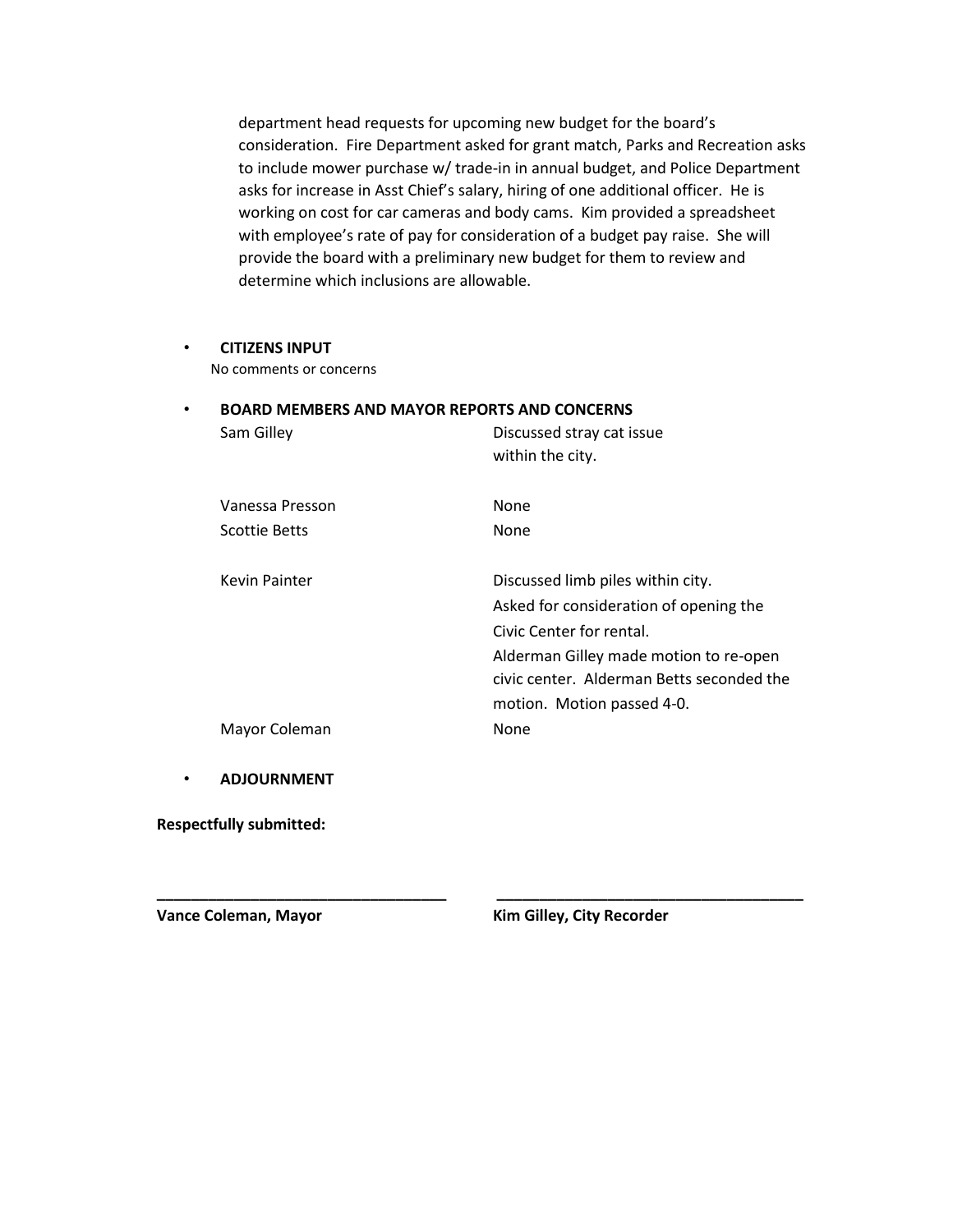department head requests for upcoming new budget for the board's consideration. Fire Department asked for grant match, Parks and Recreation asks to include mower purchase w/ trade-in in annual budget, and Police Department asks for increase in Asst Chief's salary, hiring of one additional officer. He is working on cost for car cameras and body cams. Kim provided a spreadsheet with employee's rate of pay for consideration of a budget pay raise. She will provide the board with a preliminary new budget for them to review and determine which inclusions are allowable.

- **CITIZENS INPUT**

  No comments or concerns

- **BOARD MEMBERS AND MAYOR REPORTS AND CONCERNS**

| | |
|---|---|
| Sam Gilley | Discussed stray cat issue within the city. |
| Vanessa Presson | None |
| Scottie Betts | None |
| Kevin Painter | Discussed limb piles within city. Asked for consideration of opening the Civic Center for rental. Alderman Gilley made motion to re-open civic center. Alderman Betts seconded the motion. Motion passed 4-0. |
| Mayor Coleman | None |

- **ADJOURNMENT**

**Respectfully submitted:**

\_\_\_\_\_\_\_\_\_\_\_\_\_\_\_\_\_\_\_\_\_\_\_\_\_\_\_\_\_\_\_\_\_\_ \_\_\_\_\_\_\_\_\_\_\_\_\_\_\_\_\_\_\_\_\_\_\_\_\_\_\_\_\_\_\_\_\_\_

**Vance Coleman, Mayor** **Kim Gilley, City Recorder**